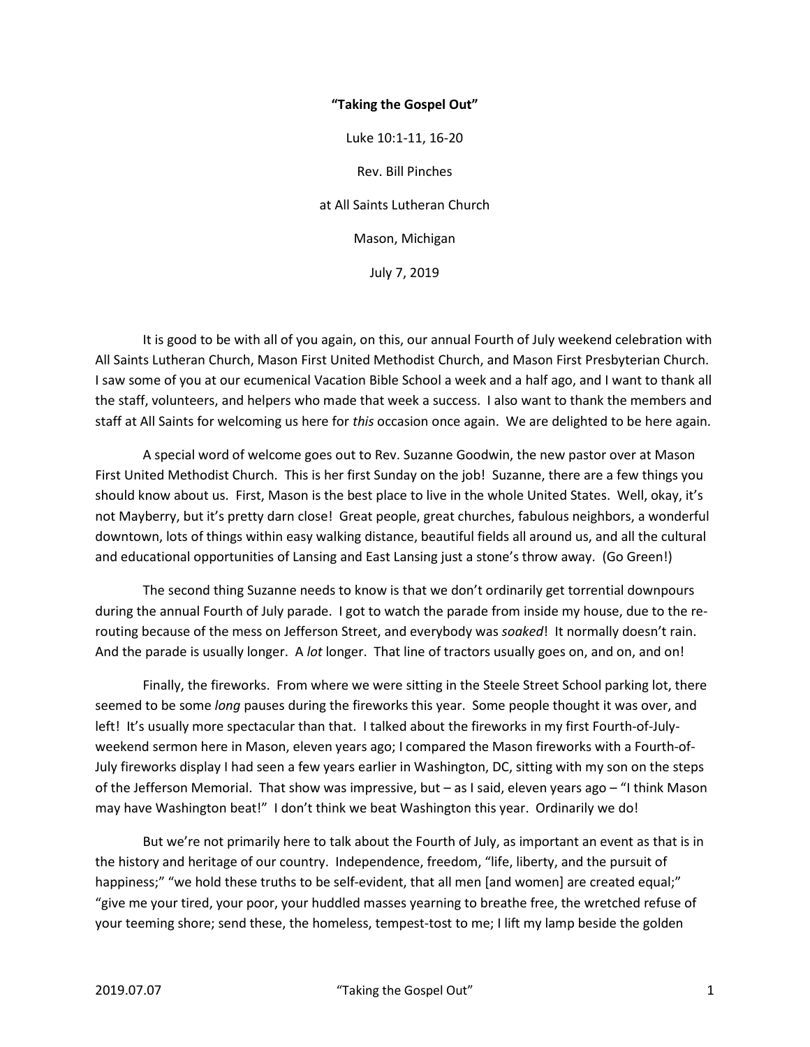**"Taking the Gospel Out"**

Luke 10:1-11, 16-20

Rev. Bill Pinches

at All Saints Lutheran Church

Mason, Michigan

July 7, 2019

It is good to be with all of you again, on this, our annual Fourth of July weekend celebration with All Saints Lutheran Church, Mason First United Methodist Church, and Mason First Presbyterian Church. I saw some of you at our ecumenical Vacation Bible School a week and a half ago, and I want to thank all the staff, volunteers, and helpers who made that week a success. I also want to thank the members and staff at All Saints for welcoming us here for *this* occasion once again. We are delighted to be here again.

A special word of welcome goes out to Rev. Suzanne Goodwin, the new pastor over at Mason First United Methodist Church. This is her first Sunday on the job! Suzanne, there are a few things you should know about us. First, Mason is the best place to live in the whole United States. Well, okay, it's not Mayberry, but it's pretty darn close! Great people, great churches, fabulous neighbors, a wonderful downtown, lots of things within easy walking distance, beautiful fields all around us, and all the cultural and educational opportunities of Lansing and East Lansing just a stone's throw away. (Go Green!)

The second thing Suzanne needs to know is that we don't ordinarily get torrential downpours during the annual Fourth of July parade. I got to watch the parade from inside my house, due to the re-routing because of the mess on Jefferson Street, and everybody was *soaked*! It normally doesn't rain. And the parade is usually longer. A *lot* longer. That line of tractors usually goes on, and on, and on!

Finally, the fireworks. From where we were sitting in the Steele Street School parking lot, there seemed to be some *long* pauses during the fireworks this year. Some people thought it was over, and left! It's usually more spectacular than that. I talked about the fireworks in my first Fourth-of-July-weekend sermon here in Mason, eleven years ago; I compared the Mason fireworks with a Fourth-of-July fireworks display I had seen a few years earlier in Washington, DC, sitting with my son on the steps of the Jefferson Memorial. That show was impressive, but – as I said, eleven years ago – "I think Mason may have Washington beat!" I don't think we beat Washington this year. Ordinarily we do!

But we're not primarily here to talk about the Fourth of July, as important an event as that is in the history and heritage of our country. Independence, freedom, "life, liberty, and the pursuit of happiness;" "we hold these truths to be self-evident, that all men [and women] are created equal;" "give me your tired, your poor, your huddled masses yearning to breathe free, the wretched refuse of your teeming shore; send these, the homeless, tempest-tost to me; I lift my lamp beside the golden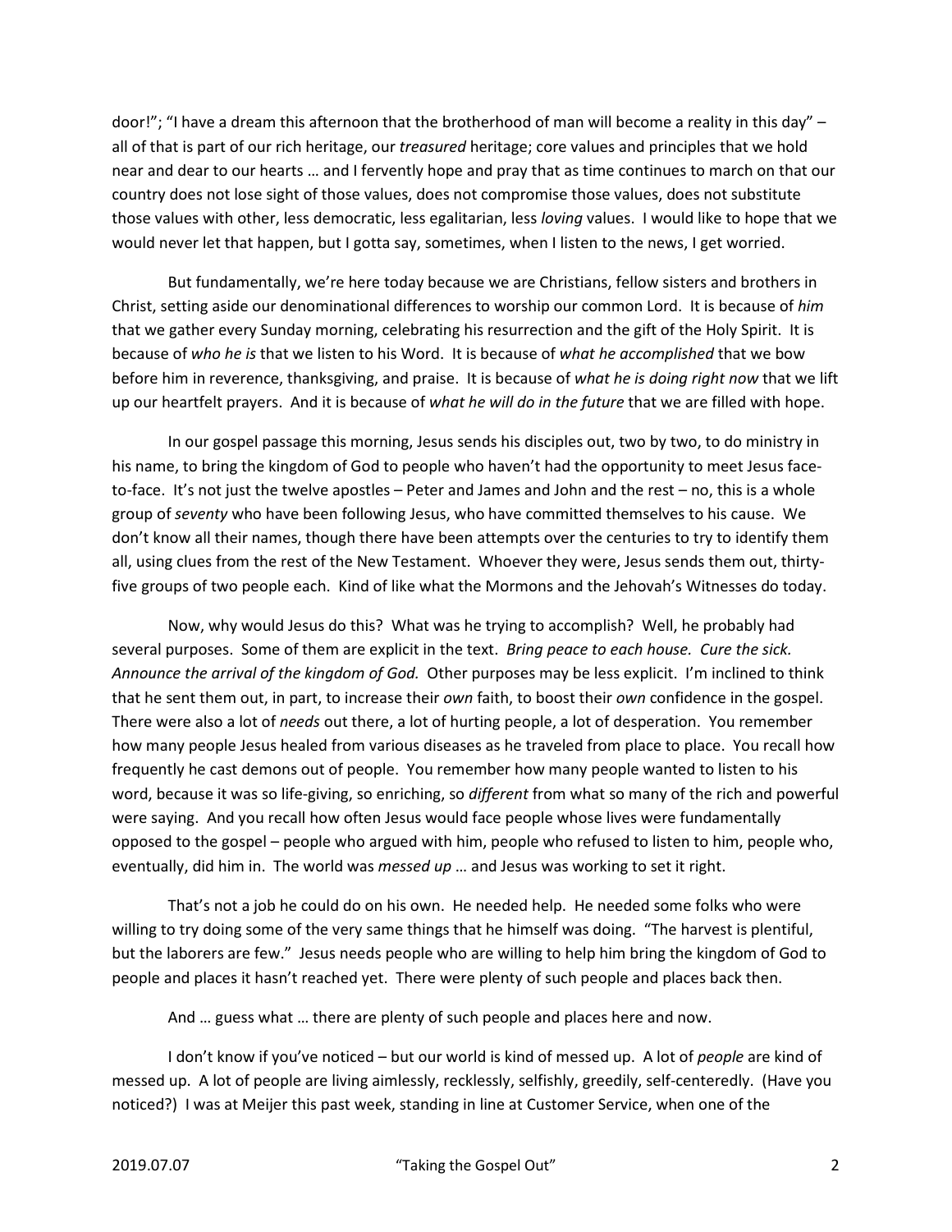door!"; "I have a dream this afternoon that the brotherhood of man will become a reality in this day" – all of that is part of our rich heritage, our *treasured* heritage; core values and principles that we hold near and dear to our hearts … and I fervently hope and pray that as time continues to march on that our country does not lose sight of those values, does not compromise those values, does not substitute those values with other, less democratic, less egalitarian, less *loving* values. I would like to hope that we would never let that happen, but I gotta say, sometimes, when I listen to the news, I get worried.

But fundamentally, we're here today because we are Christians, fellow sisters and brothers in Christ, setting aside our denominational differences to worship our common Lord. It is because of *him* that we gather every Sunday morning, celebrating his resurrection and the gift of the Holy Spirit. It is because of *who he is* that we listen to his Word. It is because of *what he accomplished* that we bow before him in reverence, thanksgiving, and praise. It is because of *what he is doing right now* that we lift up our heartfelt prayers. And it is because of *what he will do in the future* that we are filled with hope.

In our gospel passage this morning, Jesus sends his disciples out, two by two, to do ministry in his name, to bring the kingdom of God to people who haven't had the opportunity to meet Jesus face-to-face. It's not just the twelve apostles – Peter and James and John and the rest – no, this is a whole group of *seventy* who have been following Jesus, who have committed themselves to his cause. We don't know all their names, though there have been attempts over the centuries to try to identify them all, using clues from the rest of the New Testament. Whoever they were, Jesus sends them out, thirty-five groups of two people each. Kind of like what the Mormons and the Jehovah's Witnesses do today.

Now, why would Jesus do this? What was he trying to accomplish? Well, he probably had several purposes. Some of them are explicit in the text. *Bring peace to each house. Cure the sick. Announce the arrival of the kingdom of God.* Other purposes may be less explicit. I'm inclined to think that he sent them out, in part, to increase their *own* faith, to boost their *own* confidence in the gospel. There were also a lot of *needs* out there, a lot of hurting people, a lot of desperation. You remember how many people Jesus healed from various diseases as he traveled from place to place. You recall how frequently he cast demons out of people. You remember how many people wanted to listen to his word, because it was so life-giving, so enriching, so *different* from what so many of the rich and powerful were saying. And you recall how often Jesus would face people whose lives were fundamentally opposed to the gospel – people who argued with him, people who refused to listen to him, people who, eventually, did him in. The world was *messed up* … and Jesus was working to set it right.

That's not a job he could do on his own. He needed help. He needed some folks who were willing to try doing some of the very same things that he himself was doing. "The harvest is plentiful, but the laborers are few." Jesus needs people who are willing to help him bring the kingdom of God to people and places it hasn't reached yet. There were plenty of such people and places back then.

And … guess what … there are plenty of such people and places here and now.

I don't know if you've noticed – but our world is kind of messed up. A lot of *people* are kind of messed up. A lot of people are living aimlessly, recklessly, selfishly, greedily, self-centeredly. (Have you noticed?) I was at Meijer this past week, standing in line at Customer Service, when one of the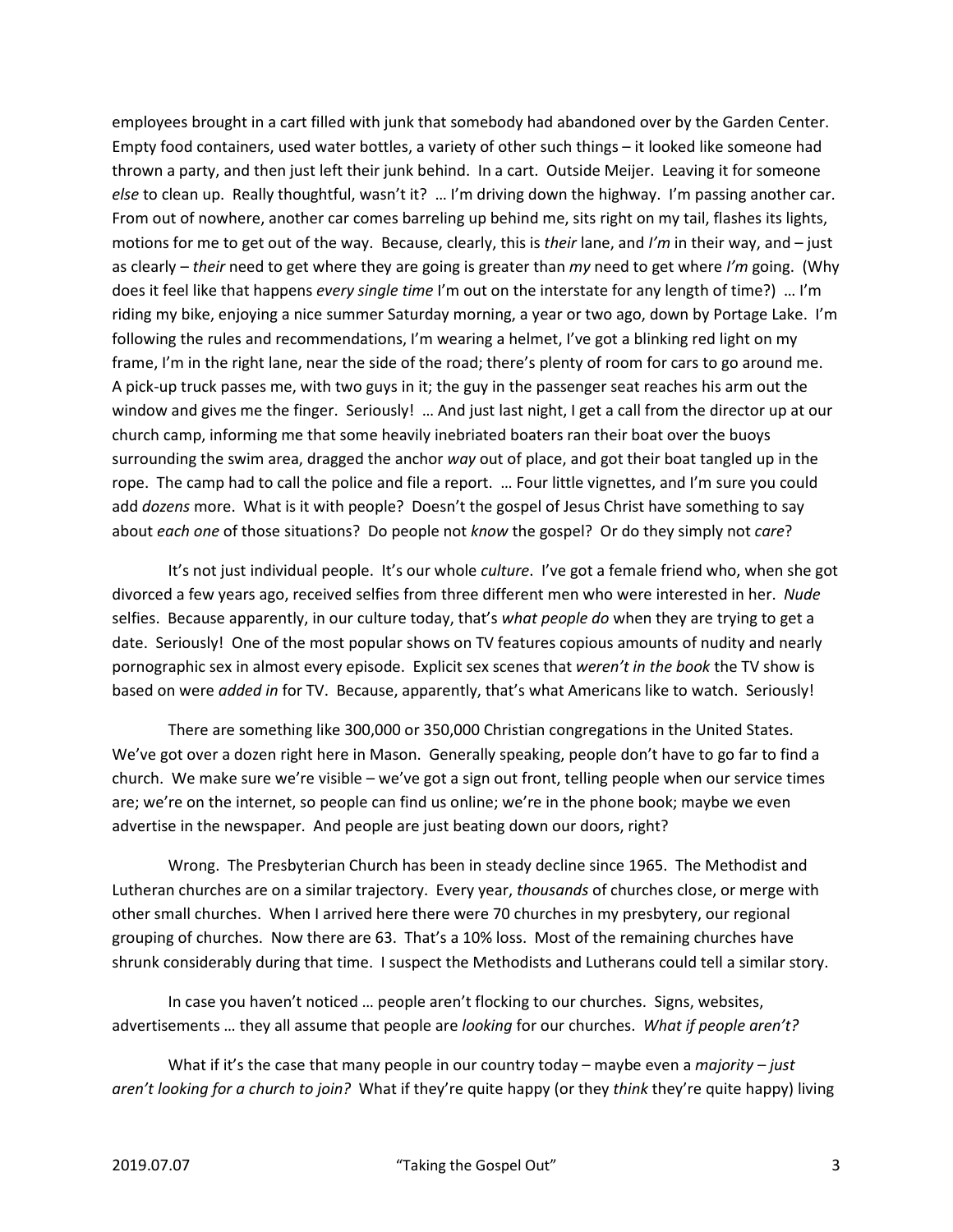employees brought in a cart filled with junk that somebody had abandoned over by the Garden Center. Empty food containers, used water bottles, a variety of other such things – it looked like someone had thrown a party, and then just left their junk behind. In a cart. Outside Meijer. Leaving it for someone *else* to clean up. Really thoughtful, wasn't it? … I'm driving down the highway. I'm passing another car. From out of nowhere, another car comes barreling up behind me, sits right on my tail, flashes its lights, motions for me to get out of the way. Because, clearly, this is *their* lane, and *I'm* in their way, and – just as clearly – *their* need to get where they are going is greater than *my* need to get where *I'm* going. (Why does it feel like that happens *every single time* I'm out on the interstate for any length of time?) … I'm riding my bike, enjoying a nice summer Saturday morning, a year or two ago, down by Portage Lake. I'm following the rules and recommendations, I'm wearing a helmet, I've got a blinking red light on my frame, I'm in the right lane, near the side of the road; there's plenty of room for cars to go around me. A pick-up truck passes me, with two guys in it; the guy in the passenger seat reaches his arm out the window and gives me the finger. Seriously! … And just last night, I get a call from the director up at our church camp, informing me that some heavily inebriated boaters ran their boat over the buoys surrounding the swim area, dragged the anchor *way* out of place, and got their boat tangled up in the rope. The camp had to call the police and file a report. … Four little vignettes, and I'm sure you could add *dozens* more. What is it with people? Doesn't the gospel of Jesus Christ have something to say about *each one* of those situations? Do people not *know* the gospel? Or do they simply not *care*?

It's not just individual people. It's our whole *culture*. I've got a female friend who, when she got divorced a few years ago, received selfies from three different men who were interested in her. *Nude* selfies. Because apparently, in our culture today, that's *what people do* when they are trying to get a date. Seriously! One of the most popular shows on TV features copious amounts of nudity and nearly pornographic sex in almost every episode. Explicit sex scenes that *weren't in the book* the TV show is based on were *added in* for TV. Because, apparently, that's what Americans like to watch. Seriously!

There are something like 300,000 or 350,000 Christian congregations in the United States. We've got over a dozen right here in Mason. Generally speaking, people don't have to go far to find a church. We make sure we're visible – we've got a sign out front, telling people when our service times are; we're on the internet, so people can find us online; we're in the phone book; maybe we even advertise in the newspaper. And people are just beating down our doors, right?

Wrong. The Presbyterian Church has been in steady decline since 1965. The Methodist and Lutheran churches are on a similar trajectory. Every year, *thousands* of churches close, or merge with other small churches. When I arrived here there were 70 churches in my presbytery, our regional grouping of churches. Now there are 63. That's a 10% loss. Most of the remaining churches have shrunk considerably during that time. I suspect the Methodists and Lutherans could tell a similar story.

In case you haven't noticed … people aren't flocking to our churches. Signs, websites, advertisements … they all assume that people are *looking* for our churches. *What if people aren't?*

What if it's the case that many people in our country today – maybe even a *majority* – *just aren't looking for a church to join?* What if they're quite happy (or they *think* they're quite happy) living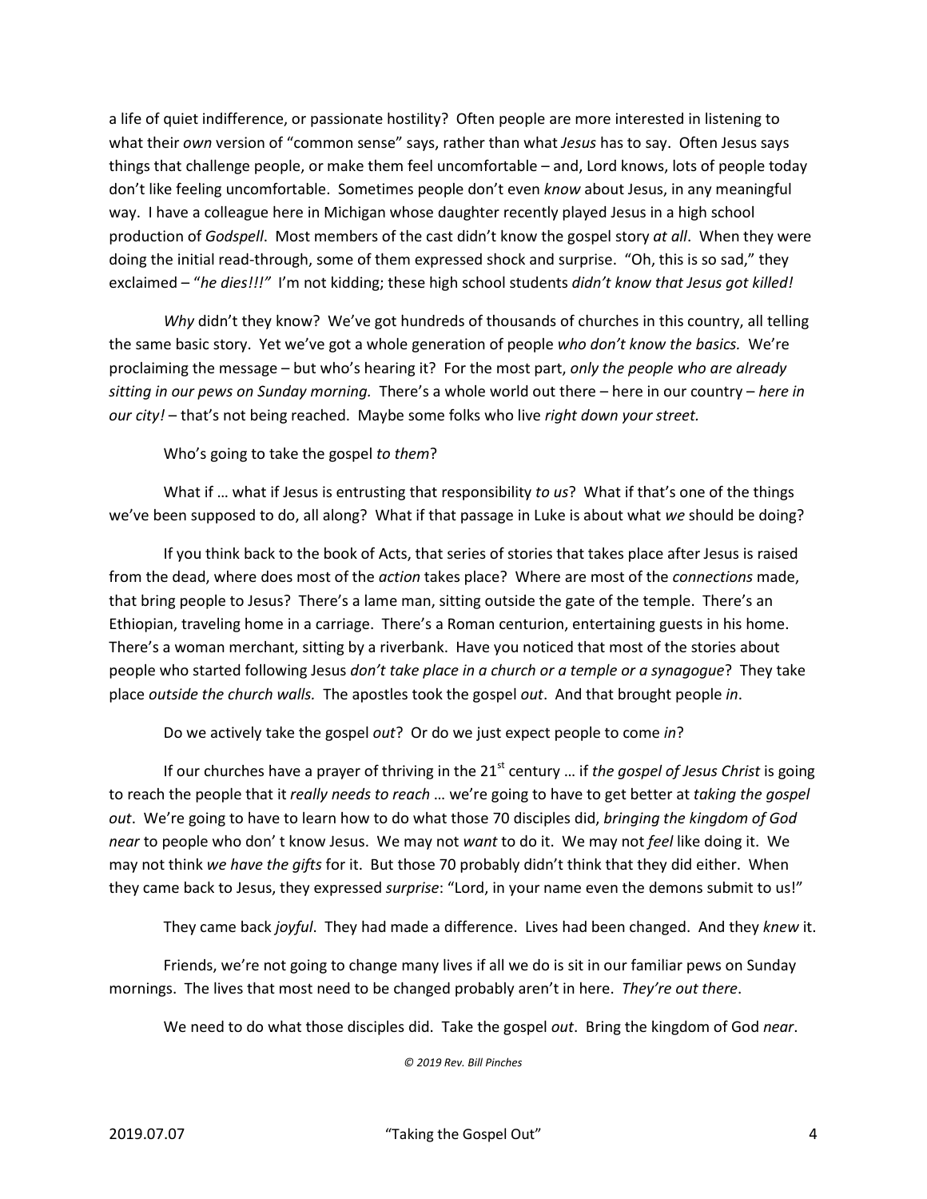a life of quiet indifference, or passionate hostility? Often people are more interested in listening to what their *own* version of "common sense" says, rather than what *Jesus* has to say. Often Jesus says things that challenge people, or make them feel uncomfortable – and, Lord knows, lots of people today don't like feeling uncomfortable. Sometimes people don't even *know* about Jesus, in any meaningful way. I have a colleague here in Michigan whose daughter recently played Jesus in a high school production of *Godspell*. Most members of the cast didn't know the gospel story *at all*. When they were doing the initial read-through, some of them expressed shock and surprise. "Oh, this is so sad," they exclaimed – "*he dies!!!*" I'm not kidding; these high school students *didn't know that Jesus got killed!*

*Why* didn't they know? We've got hundreds of thousands of churches in this country, all telling the same basic story. Yet we've got a whole generation of people *who don't know the basics.* We're proclaiming the message – but who's hearing it? For the most part, *only the people who are already sitting in our pews on Sunday morning.* There's a whole world out there – here in our country – *here in our city!* – that's not being reached. Maybe some folks who live *right down your street.*

Who's going to take the gospel *to them*?

What if … what if Jesus is entrusting that responsibility *to us*? What if that's one of the things we've been supposed to do, all along? What if that passage in Luke is about what *we* should be doing?

If you think back to the book of Acts, that series of stories that takes place after Jesus is raised from the dead, where does most of the *action* takes place? Where are most of the *connections* made, that bring people to Jesus? There's a lame man, sitting outside the gate of the temple. There's an Ethiopian, traveling home in a carriage. There's a Roman centurion, entertaining guests in his home. There's a woman merchant, sitting by a riverbank. Have you noticed that most of the stories about people who started following Jesus *don't take place in a church or a temple or a synagogue*? They take place *outside the church walls.* The apostles took the gospel *out*. And that brought people *in*.

Do we actively take the gospel *out*? Or do we just expect people to come *in*?

If our churches have a prayer of thriving in the 21st century … if *the gospel of Jesus Christ* is going to reach the people that it *really needs to reach* … we're going to have to get better at *taking the gospel out*. We're going to have to learn how to do what those 70 disciples did, *bringing the kingdom of God near* to people who don' t know Jesus. We may not *want* to do it. We may not *feel* like doing it. We may not think *we have the gifts* for it. But those 70 probably didn't think that they did either. When they came back to Jesus, they expressed *surprise*: "Lord, in your name even the demons submit to us!"

They came back *joyful*. They had made a difference. Lives had been changed. And they *knew* it.

Friends, we're not going to change many lives if all we do is sit in our familiar pews on Sunday mornings. The lives that most need to be changed probably aren't in here. *They're out there*.

We need to do what those disciples did. Take the gospel *out*. Bring the kingdom of God *near*.

*© 2019 Rev. Bill Pinches*